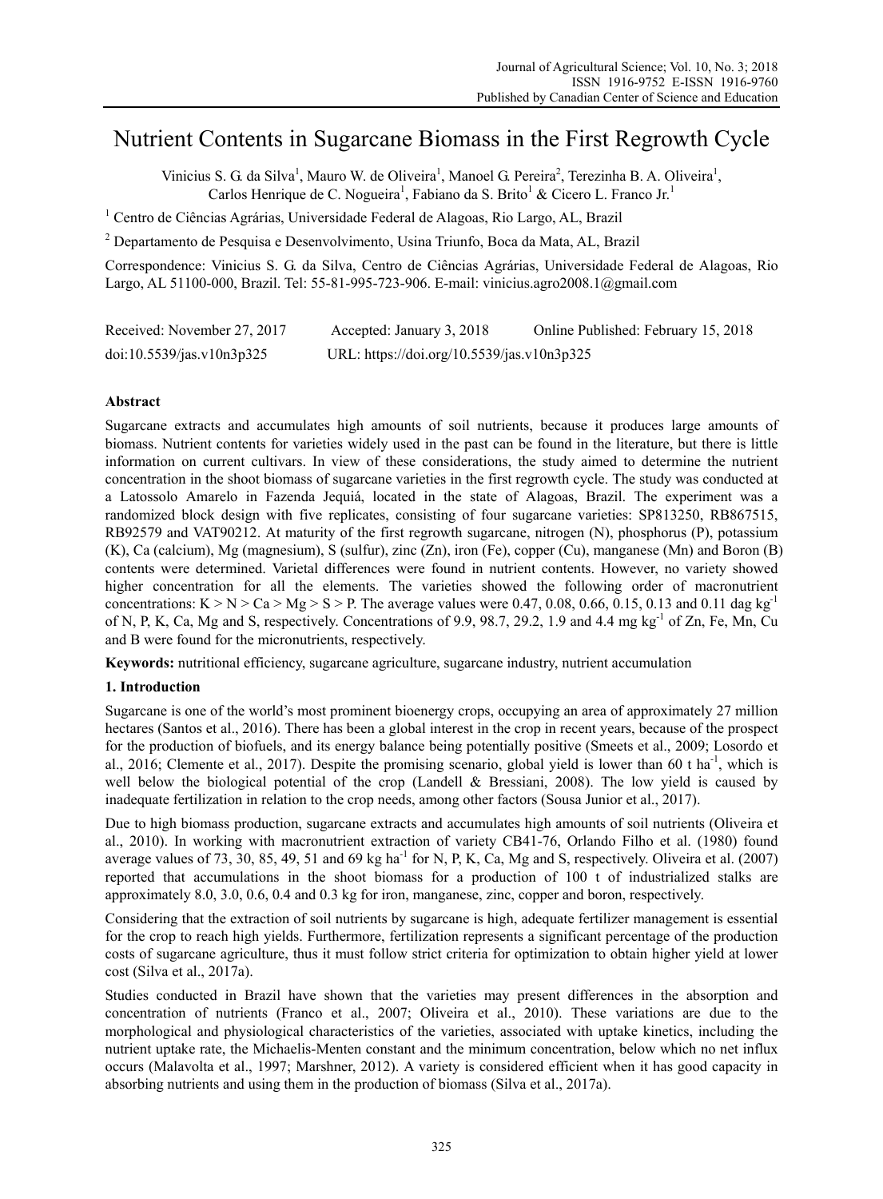# Nutrient Contents in Sugarcane Biomass in the First Regrowth Cycle

Vinicius S. G. da Silva[1], Mauro W. de Oliveira[1], Manoel G. Pereira[2], Terezinha B. A. Oliveira[1], Carlos Henrique de C. Nogueira[1], Fabiano da S. Brito[1] & Cicero L. Franco Jr.[1]

[1] Centro de Ciências Agrárias, Universidade Federal de Alagoas, Rio Largo, AL, Brazil

[2] Departamento de Pesquisa e Desenvolvimento, Usina Triunfo, Boca da Mata, AL, Brazil

Correspondence: Vinicius S. G. da Silva, Centro de Ciências Agrárias, Universidade Federal de Alagoas, Rio Largo, AL 51100-000, Brazil. Tel: 55-81-995-723-906. E-mail: vinicius.agro2008.1@gmail.com

Received: November 27, 2017 Accepted: January 3, 2018 Online Published: February 15, 2018

doi:10.5539/jas.v10n3p325 URL: https://doi.org/10.5539/jas.v10n3p325

## Abstract

Sugarcane extracts and accumulates high amounts of soil nutrients, because it produces large amounts of biomass. Nutrient contents for varieties widely used in the past can be found in the literature, but there is little information on current cultivars. In view of these considerations, the study aimed to determine the nutrient concentration in the shoot biomass of sugarcane varieties in the first regrowth cycle. The study was conducted at a Latossolo Amarelo in Fazenda Jequiá, located in the state of Alagoas, Brazil. The experiment was a randomized block design with five replicates, consisting of four sugarcane varieties: SP813250, RB867515, RB92579 and VAT90212. At maturity of the first regrowth sugarcane, nitrogen (N), phosphorus (P), potassium (K), Ca (calcium), Mg (magnesium), S (sulfur), zinc (Zn), iron (Fe), copper (Cu), manganese (Mn) and Boron (B) contents were determined. Varietal differences were found in nutrient contents. However, no variety showed higher concentration for all the elements. The varieties showed the following order of macronutrient concentrations: K > N > Ca > Mg > S > P. The average values were 0.47, 0.08, 0.66, 0.15, 0.13 and 0.11 dag kg$^{-1}$ of N, P, K, Ca, Mg and S, respectively. Concentrations of 9.9, 98.7, 29.2, 1.9 and 4.4 mg kg$^{-1}$ of Zn, Fe, Mn, Cu and B were found for the micronutrients, respectively.

**Keywords:** nutritional efficiency, sugarcane agriculture, sugarcane industry, nutrient accumulation

## 1. Introduction

Sugarcane is one of the world's most prominent bioenergy crops, occupying an area of approximately 27 million hectares (Santos et al., 2016). There has been a global interest in the crop in recent years, because of the prospect for the production of biofuels, and its energy balance being potentially positive (Smeets et al., 2009; Losordo et al., 2016; Clemente et al., 2017). Despite the promising scenario, global yield is lower than 60 t ha$^{-1}$, which is well below the biological potential of the crop (Landell & Bressiani, 2008). The low yield is caused by inadequate fertilization in relation to the crop needs, among other factors (Sousa Junior et al., 2017).

Due to high biomass production, sugarcane extracts and accumulates high amounts of soil nutrients (Oliveira et al., 2010). In working with macronutrient extraction of variety CB41-76, Orlando Filho et al. (1980) found average values of 73, 30, 85, 49, 51 and 69 kg ha$^{-1}$ for N, P, K, Ca, Mg and S, respectively. Oliveira et al. (2007) reported that accumulations in the shoot biomass for a production of 100 t of industrialized stalks are approximately 8.0, 3.0, 0.6, 0.4 and 0.3 kg for iron, manganese, zinc, copper and boron, respectively.

Considering that the extraction of soil nutrients by sugarcane is high, adequate fertilizer management is essential for the crop to reach high yields. Furthermore, fertilization represents a significant percentage of the production costs of sugarcane agriculture, thus it must follow strict criteria for optimization to obtain higher yield at lower cost (Silva et al., 2017a).

Studies conducted in Brazil have shown that the varieties may present differences in the absorption and concentration of nutrients (Franco et al., 2007; Oliveira et al., 2010). These variations are due to the morphological and physiological characteristics of the varieties, associated with uptake kinetics, including the nutrient uptake rate, the Michaelis-Menten constant and the minimum concentration, below which no net influx occurs (Malavolta et al., 1997; Marshner, 2012). A variety is considered efficient when it has good capacity in absorbing nutrients and using them in the production of biomass (Silva et al., 2017a).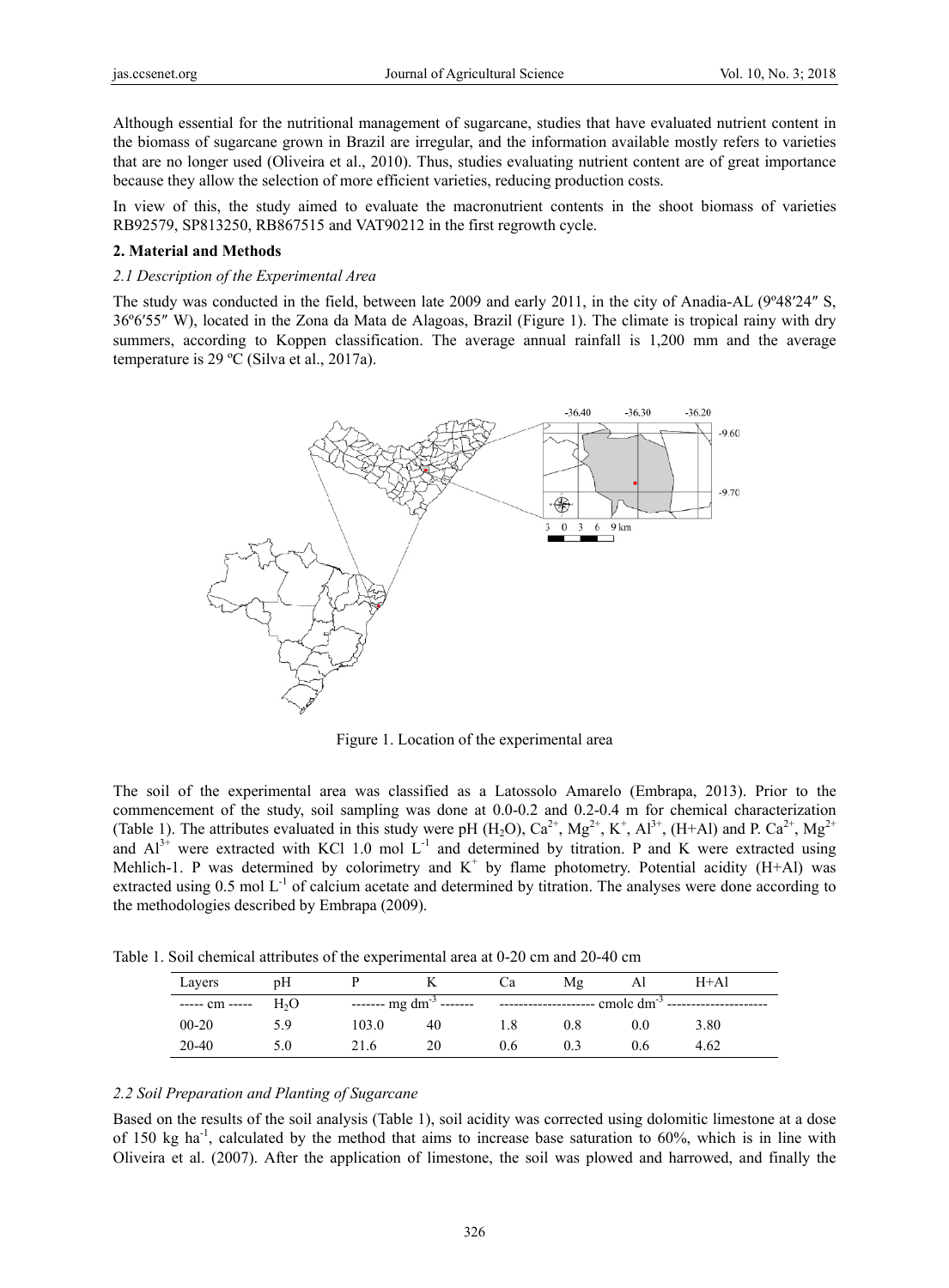Although essential for the nutritional management of sugarcane, studies that have evaluated nutrient content in the biomass of sugarcane grown in Brazil are irregular, and the information available mostly refers to varieties that are no longer used (Oliveira et al., 2010). Thus, studies evaluating nutrient content are of great importance because they allow the selection of more efficient varieties, reducing production costs.

In view of this, the study aimed to evaluate the macronutrient contents in the shoot biomass of varieties RB92579, SP813250, RB867515 and VAT90212 in the first regrowth cycle.

## 2. Material and Methods

### *2.1 Description of the Experimental Area*

The study was conducted in the field, between late 2009 and early 2011, in the city of Anadia-AL (9º48′24″ S, 36º6′55″ W), located in the Zona da Mata de Alagoas, Brazil (Figure 1). The climate is tropical rainy with dry summers, according to Koppen classification. The average annual rainfall is 1,200 mm and the average temperature is 29 ºC (Silva et al., 2017a).

Figure 1. Location of the experimental area

The soil of the experimental area was classified as a Latossolo Amarelo (Embrapa, 2013). Prior to the commencement of the study, soil sampling was done at 0.0-0.2 and 0.2-0.4 m for chemical characterization (Table 1). The attributes evaluated in this study were pH ($H_2O$), $Ca^{2+}$, $Mg^{2+}$, $K^+$, $Al^{3+}$, (H+Al) and P. $Ca^{2+}$, $Mg^{2+}$ and $Al^{3+}$ were extracted with KCl 1.0 mol $L^{-1}$ and determined by titration. P and K were extracted using Mehlich-1. P was determined by colorimetry and $K^+$ by flame photometry. Potential acidity (H+Al) was extracted using 0.5 mol $L^{-1}$ of calcium acetate and determined by titration. The analyses were done according to the methodologies described by Embrapa (2009).

Table 1. Soil chemical attributes of the experimental area at 0-20 cm and 20-40 cm

| Layers | pH | P | K | Ca | Mg | Al | H+Al |
|---|---|---|---|---|---|---|---|
| ----- cm ----- | $H_2O$ | ------- mg $dm^{-3}$ ------- | | -------------------- cmolc $dm^{-3}$ -------------------- | | | |
| 00-20 | 5.9 | 103.0 | 40 | 1.8 | 0.8 | 0.0 | 3.80 |
| 20-40 | 5.0 | 21.6 | 20 | 0.6 | 0.3 | 0.6 | 4.62 |

### *2.2 Soil Preparation and Planting of Sugarcane*

Based on the results of the soil analysis (Table 1), soil acidity was corrected using dolomitic limestone at a dose of 150 kg $ha^{-1}$, calculated by the method that aims to increase base saturation to 60%, which is in line with Oliveira et al. (2007). After the application of limestone, the soil was plowed and harrowed, and finally the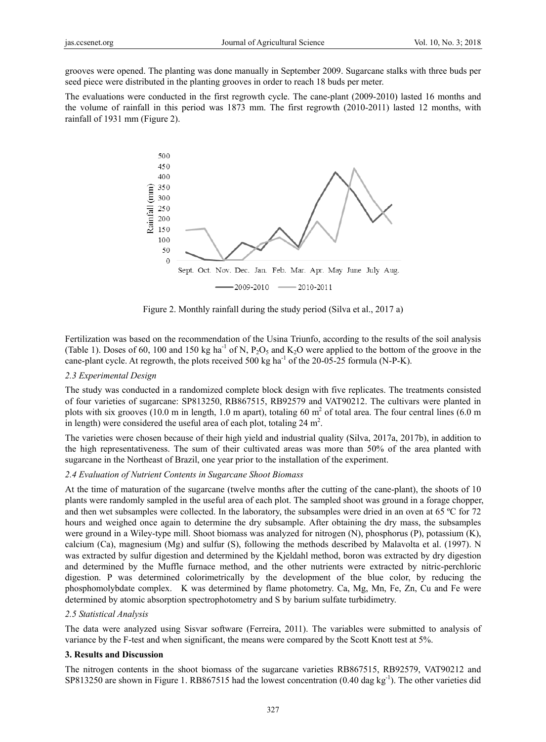grooves were opened. The planting was done manually in September 2009. Sugarcane stalks with three buds per seed piece were distributed in the planting grooves in order to reach 18 buds per meter.

The evaluations were conducted in the first regrowth cycle. The cane-plant (2009-2010) lasted 16 months and the volume of rainfall in this period was 1873 mm. The first regrowth (2010-2011) lasted 12 months, with rainfall of 1931 mm (Figure 2).

Figure 2. Monthly rainfall during the study period (Silva et al., 2017 a)

Fertilization was based on the recommendation of the Usina Triunfo, according to the results of the soil analysis (Table 1). Doses of 60, 100 and 150 kg ha$^{-1}$ of N, $P_2O_5$ and $K_2O$ were applied to the bottom of the groove in the cane-plant cycle. At regrowth, the plots received 500 kg ha$^{-1}$ of the 20-05-25 formula (N-P-K).

### *2.3 Experimental Design*

The study was conducted in a randomized complete block design with five replicates. The treatments consisted of four varieties of sugarcane: SP813250, RB867515, RB92579 and VAT90212. The cultivars were planted in plots with six grooves (10.0 m in length, 1.0 m apart), totaling 60 m$^2$ of total area. The four central lines (6.0 m in length) were considered the useful area of each plot, totaling 24 m$^2$.

The varieties were chosen because of their high yield and industrial quality (Silva, 2017a, 2017b), in addition to the high representativeness. The sum of their cultivated areas was more than 50% of the area planted with sugarcane in the Northeast of Brazil, one year prior to the installation of the experiment.

### *2.4 Evaluation of Nutrient Contents in Sugarcane Shoot Biomass*

At the time of maturation of the sugarcane (twelve months after the cutting of the cane-plant), the shoots of 10 plants were randomly sampled in the useful area of each plot. The sampled shoot was ground in a forage chopper, and then wet subsamples were collected. In the laboratory, the subsamples were dried in an oven at 65 ºC for 72 hours and weighed once again to determine the dry subsample. After obtaining the dry mass, the subsamples were ground in a Wiley-type mill. Shoot biomass was analyzed for nitrogen (N), phosphorus (P), potassium (K), calcium (Ca), magnesium (Mg) and sulfur (S), following the methods described by Malavolta et al. (1997). N was extracted by sulfur digestion and determined by the Kjeldahl method, boron was extracted by dry digestion and determined by the Muffle furnace method, and the other nutrients were extracted by nitric-perchloric digestion. P was determined colorimetrically by the development of the blue color, by reducing the phosphomolybdate complex. K was determined by flame photometry. Ca, Mg, Mn, Fe, Zn, Cu and Fe were determined by atomic absorption spectrophotometry and S by barium sulfate turbidimetry.

### *2.5 Statistical Analysis*

The data were analyzed using Sisvar software (Ferreira, 2011). The variables were submitted to analysis of variance by the F-test and when significant, the means were compared by the Scott Knott test at 5%.

## 3. Results and Discussion

The nitrogen contents in the shoot biomass of the sugarcane varieties RB867515, RB92579, VAT90212 and SP813250 are shown in Figure 1. RB867515 had the lowest concentration (0.40 dag kg$^{-1}$). The other varieties did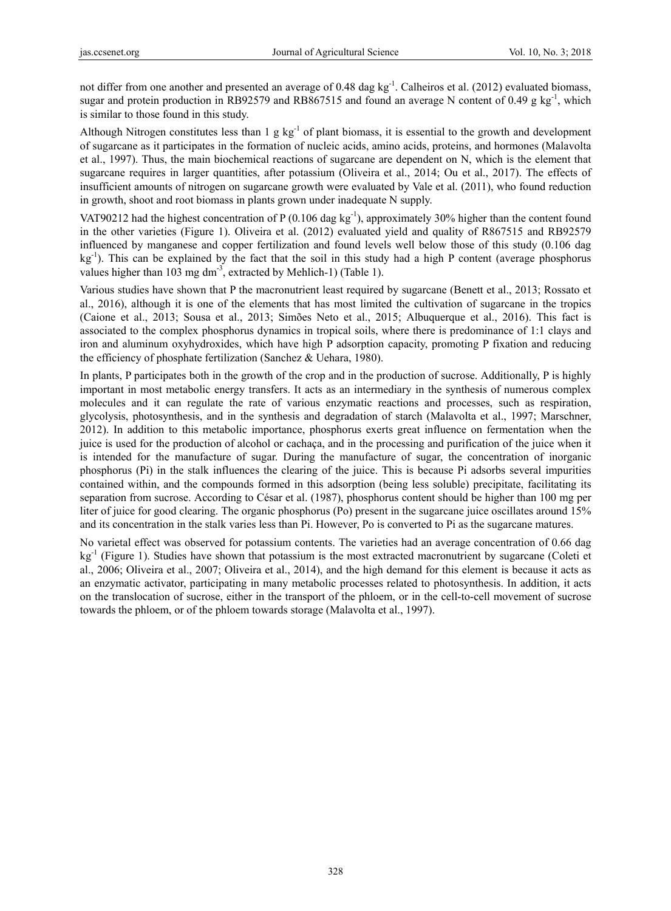not differ from one another and presented an average of 0.48 dag $kg^{-1}$. Calheiros et al. (2012) evaluated biomass, sugar and protein production in RB92579 and RB867515 and found an average N content of 0.49 g $kg^{-1}$, which is similar to those found in this study.

Although Nitrogen constitutes less than 1 g $kg^{-1}$ of plant biomass, it is essential to the growth and development of sugarcane as it participates in the formation of nucleic acids, amino acids, proteins, and hormones (Malavolta et al., 1997). Thus, the main biochemical reactions of sugarcane are dependent on N, which is the element that sugarcane requires in larger quantities, after potassium (Oliveira et al., 2014; Ou et al., 2017). The effects of insufficient amounts of nitrogen on sugarcane growth were evaluated by Vale et al. (2011), who found reduction in growth, shoot and root biomass in plants grown under inadequate N supply.

VAT90212 had the highest concentration of P (0.106 dag $kg^{-1}$), approximately 30% higher than the content found in the other varieties (Figure 1). Oliveira et al. (2012) evaluated yield and quality of R867515 and RB92579 influenced by manganese and copper fertilization and found levels well below those of this study (0.106 dag $kg^{-1}$). This can be explained by the fact that the soil in this study had a high P content (average phosphorus values higher than 103 mg $dm^{-3}$, extracted by Mehlich-1) (Table 1).

Various studies have shown that P the macronutrient least required by sugarcane (Benett et al., 2013; Rossato et al., 2016), although it is one of the elements that has most limited the cultivation of sugarcane in the tropics (Caione et al., 2013; Sousa et al., 2013; Simões Neto et al., 2015; Albuquerque et al., 2016). This fact is associated to the complex phosphorus dynamics in tropical soils, where there is predominance of 1:1 clays and iron and aluminum oxyhydroxides, which have high P adsorption capacity, promoting P fixation and reducing the efficiency of phosphate fertilization (Sanchez & Uehara, 1980).

In plants, P participates both in the growth of the crop and in the production of sucrose. Additionally, P is highly important in most metabolic energy transfers. It acts as an intermediary in the synthesis of numerous complex molecules and it can regulate the rate of various enzymatic reactions and processes, such as respiration, glycolysis, photosynthesis, and in the synthesis and degradation of starch (Malavolta et al., 1997; Marschner, 2012). In addition to this metabolic importance, phosphorus exerts great influence on fermentation when the juice is used for the production of alcohol or cachaça, and in the processing and purification of the juice when it is intended for the manufacture of sugar. During the manufacture of sugar, the concentration of inorganic phosphorus (Pi) in the stalk influences the clearing of the juice. This is because Pi adsorbs several impurities contained within, and the compounds formed in this adsorption (being less soluble) precipitate, facilitating its separation from sucrose. According to César et al. (1987), phosphorus content should be higher than 100 mg per liter of juice for good clearing. The organic phosphorus (Po) present in the sugarcane juice oscillates around 15% and its concentration in the stalk varies less than Pi. However, Po is converted to Pi as the sugarcane matures.

No varietal effect was observed for potassium contents. The varieties had an average concentration of 0.66 dag $kg^{-1}$ (Figure 1). Studies have shown that potassium is the most extracted macronutrient by sugarcane (Coleti et al., 2006; Oliveira et al., 2007; Oliveira et al., 2014), and the high demand for this element is because it acts as an enzymatic activator, participating in many metabolic processes related to photosynthesis. In addition, it acts on the translocation of sucrose, either in the transport of the phloem, or in the cell-to-cell movement of sucrose towards the phloem, or of the phloem towards storage (Malavolta et al., 1997).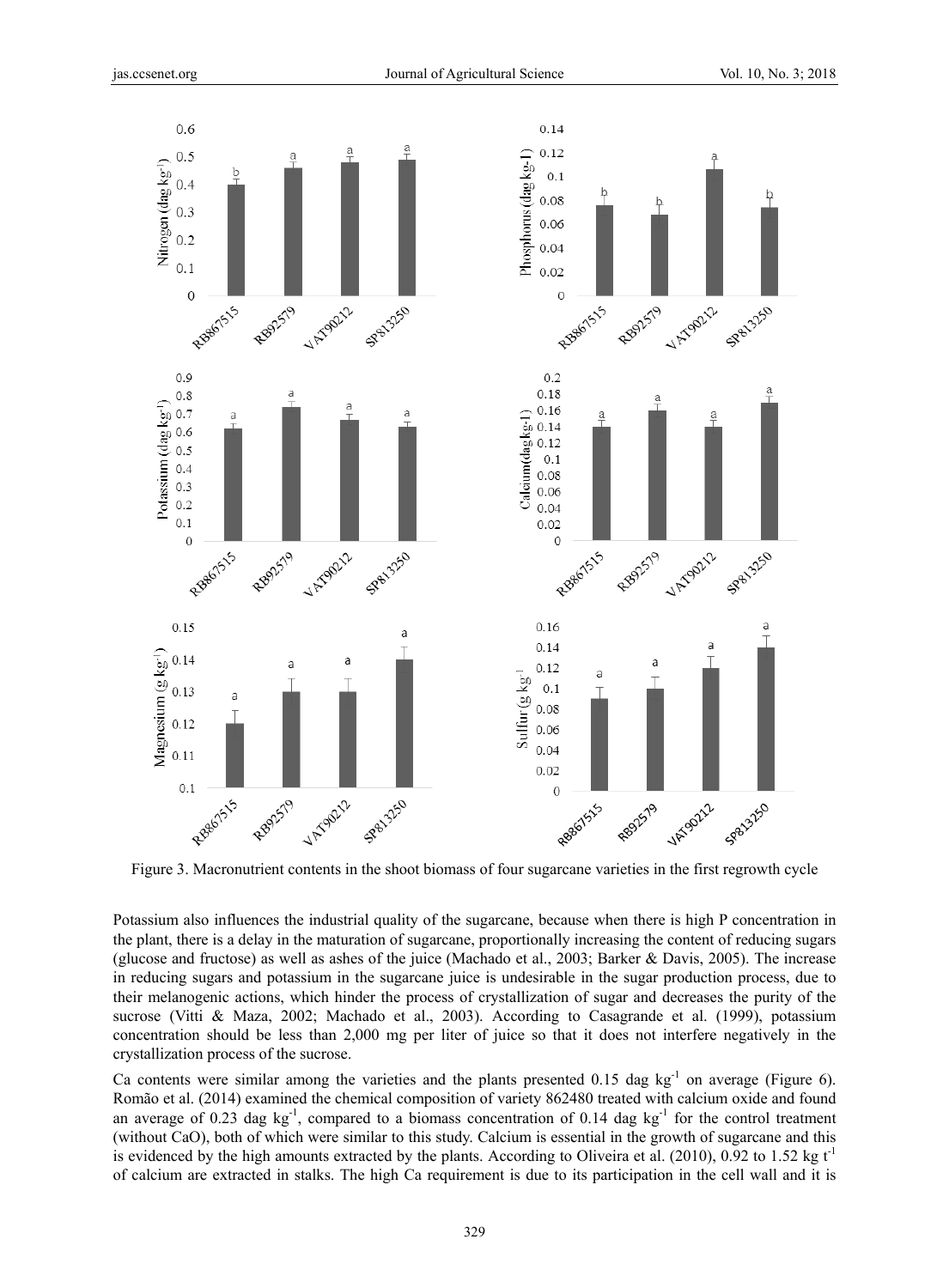Figure 3. Macronutrient contents in the shoot biomass of four sugarcane varieties in the first regrowth cycle

Potassium also influences the industrial quality of the sugarcane, because when there is high P concentration in the plant, there is a delay in the maturation of sugarcane, proportionally increasing the content of reducing sugars (glucose and fructose) as well as ashes of the juice (Machado et al., 2003; Barker & Davis, 2005). The increase in reducing sugars and potassium in the sugarcane juice is undesirable in the sugar production process, due to their melanogenic actions, which hinder the process of crystallization of sugar and decreases the purity of the sucrose (Vitti & Maza, 2002; Machado et al., 2003). According to Casagrande et al. (1999), potassium concentration should be less than 2,000 mg per liter of juice so that it does not interfere negatively in the crystallization process of the sucrose.

Ca contents were similar among the varieties and the plants presented 0.15 dag $kg^{-1}$ on average (Figure 6). Romão et al. (2014) examined the chemical composition of variety 862480 treated with calcium oxide and found an average of 0.23 dag $kg^{-1}$, compared to a biomass concentration of 0.14 dag $kg^{-1}$ for the control treatment (without CaO), both of which were similar to this study. Calcium is essential in the growth of sugarcane and this is evidenced by the high amounts extracted by the plants. According to Oliveira et al. (2010), 0.92 to 1.52 kg $t^{-1}$ of calcium are extracted in stalks. The high Ca requirement is due to its participation in the cell wall and it is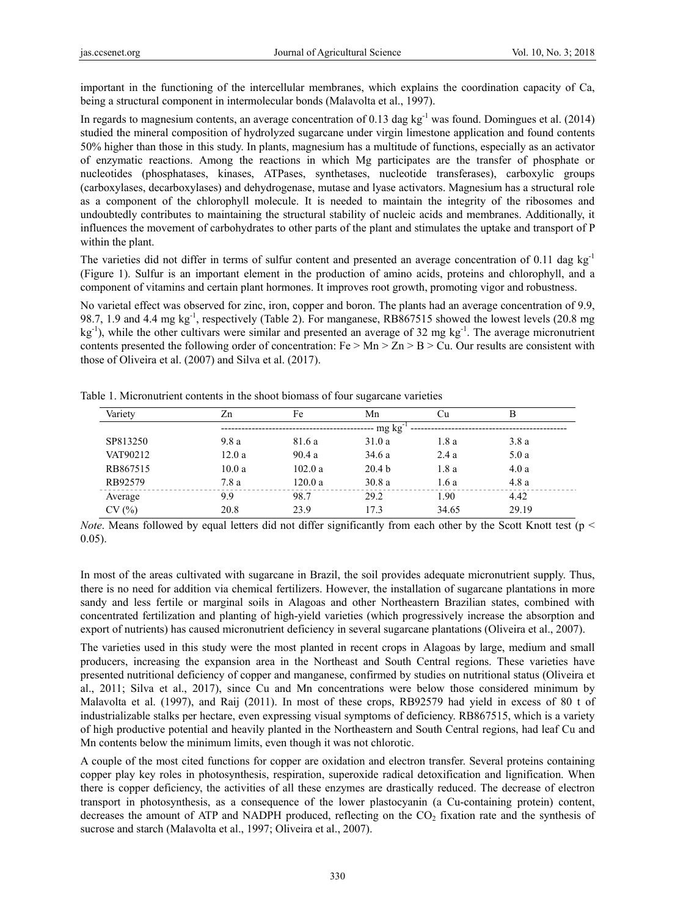important in the functioning of the intercellular membranes, which explains the coordination capacity of Ca, being a structural component in intermolecular bonds (Malavolta et al., 1997).

In regards to magnesium contents, an average concentration of 0.13 dag $kg^{-1}$ was found. Domingues et al. (2014) studied the mineral composition of hydrolyzed sugarcane under virgin limestone application and found contents 50% higher than those in this study. In plants, magnesium has a multitude of functions, especially as an activator of enzymatic reactions. Among the reactions in which Mg participates are the transfer of phosphate or nucleotides (phosphatases, kinases, ATPases, synthetases, nucleotide transferases), carboxylic groups (carboxylases, decarboxylases) and dehydrogenase, mutase and lyase activators. Magnesium has a structural role as a component of the chlorophyll molecule. It is needed to maintain the integrity of the ribosomes and undoubtedly contributes to maintaining the structural stability of nucleic acids and membranes. Additionally, it influences the movement of carbohydrates to other parts of the plant and stimulates the uptake and transport of P within the plant.

The varieties did not differ in terms of sulfur content and presented an average concentration of 0.11 dag $kg^{-1}$ (Figure 1). Sulfur is an important element in the production of amino acids, proteins and chlorophyll, and a component of vitamins and certain plant hormones. It improves root growth, promoting vigor and robustness.

No varietal effect was observed for zinc, iron, copper and boron. The plants had an average concentration of 9.9, 98.7, 1.9 and 4.4 mg $kg^{-1}$, respectively (Table 2). For manganese, RB867515 showed the lowest levels (20.8 mg $kg^{-1}$), while the other cultivars were similar and presented an average of 32 mg $kg^{-1}$. The average micronutrient contents presented the following order of concentration: Fe > Mn > Zn > B > Cu. Our results are consistent with those of Oliveira et al. (2007) and Silva et al. (2017).

Table 1. Micronutrient contents in the shoot biomass of four sugarcane varieties

| Variety | Zn | Fe | Mn | Cu | B |
|---|---|---|---|---|---|
| | mg $kg^{-1}$ | | | | |
| SP813250 | 9.8 a | 81.6 a | 31.0 a | 1.8 a | 3.8 a |
| VAT90212 | 12.0 a | 90.4 a | 34.6 a | 2.4 a | 5.0 a |
| RB867515 | 10.0 a | 102.0 a | 20.4 b | 1.8 a | 4.0 a |
| RB92579 | 7.8 a | 120.0 a | 30.8 a | 1.6 a | 4.8 a |
| Average | 9.9 | 98.7 | 29.2 | 1.90 | 4.42 |
| CV (%) | 20.8 | 23.9 | 17.3 | 34.65 | 29.19 |

*Note*. Means followed by equal letters did not differ significantly from each other by the Scott Knott test ($p < 0.05$).

In most of the areas cultivated with sugarcane in Brazil, the soil provides adequate micronutrient supply. Thus, there is no need for addition via chemical fertilizers. However, the installation of sugarcane plantations in more sandy and less fertile or marginal soils in Alagoas and other Northeastern Brazilian states, combined with concentrated fertilization and planting of high-yield varieties (which progressively increase the absorption and export of nutrients) has caused micronutrient deficiency in several sugarcane plantations (Oliveira et al., 2007).

The varieties used in this study were the most planted in recent crops in Alagoas by large, medium and small producers, increasing the expansion area in the Northeast and South Central regions. These varieties have presented nutritional deficiency of copper and manganese, confirmed by studies on nutritional status (Oliveira et al., 2011; Silva et al., 2017), since Cu and Mn concentrations were below those considered minimum by Malavolta et al. (1997), and Raij (2011). In most of these crops, RB92579 had yield in excess of 80 t of industrializable stalks per hectare, even expressing visual symptoms of deficiency. RB867515, which is a variety of high productive potential and heavily planted in the Northeastern and South Central regions, had leaf Cu and Mn contents below the minimum limits, even though it was not chlorotic.

A couple of the most cited functions for copper are oxidation and electron transfer. Several proteins containing copper play key roles in photosynthesis, respiration, superoxide radical detoxification and lignification. When there is copper deficiency, the activities of all these enzymes are drastically reduced. The decrease of electron transport in photosynthesis, as a consequence of the lower plastocyanin (a Cu-containing protein) content, decreases the amount of ATP and NADPH produced, reflecting on the $CO_2$ fixation rate and the synthesis of sucrose and starch (Malavolta et al., 1997; Oliveira et al., 2007).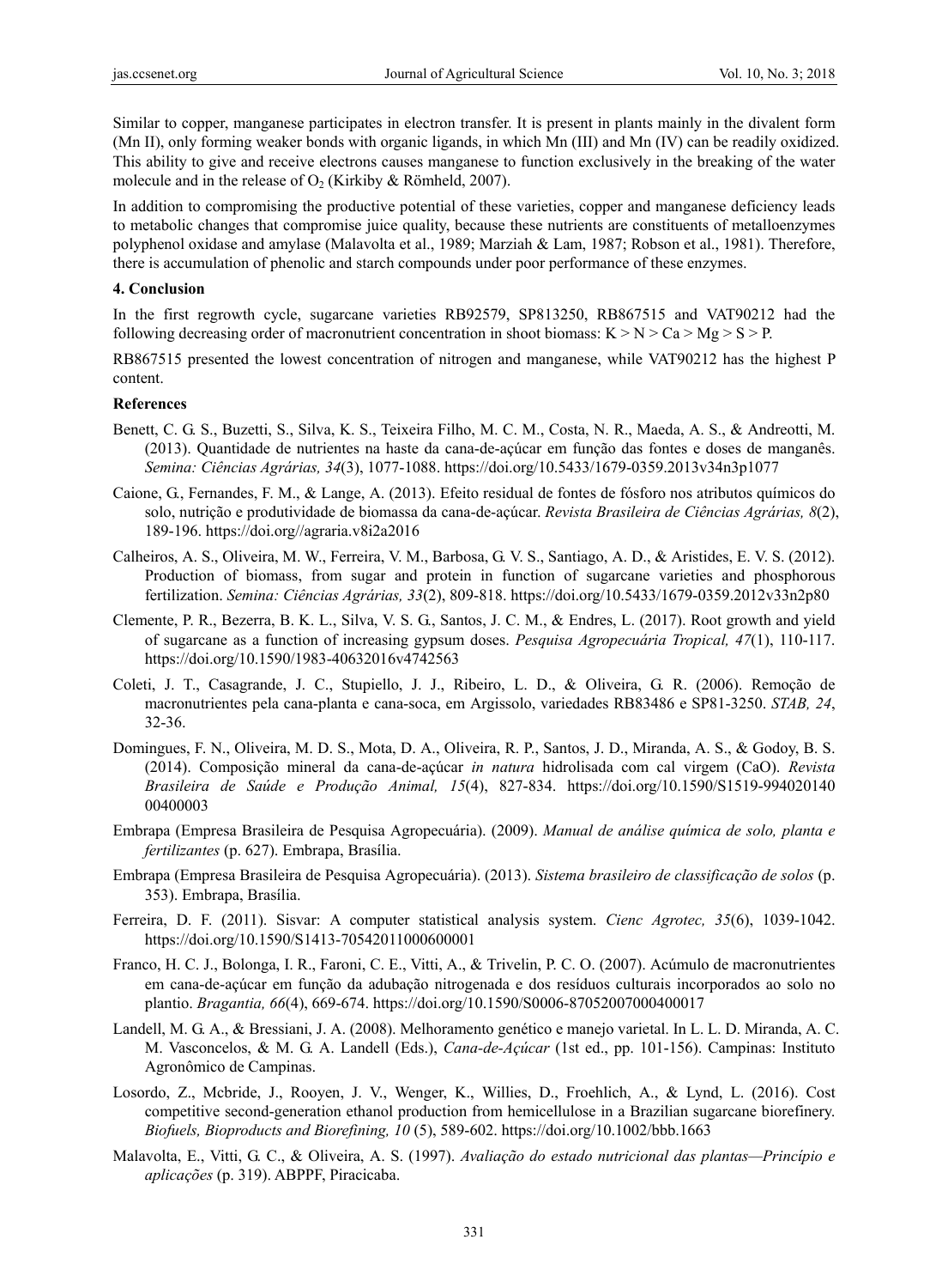Similar to copper, manganese participates in electron transfer. It is present in plants mainly in the divalent form (Mn II), only forming weaker bonds with organic ligands, in which Mn (III) and Mn (IV) can be readily oxidized. This ability to give and receive electrons causes manganese to function exclusively in the breaking of the water molecule and in the release of $O_2$ (Kirkiby & Römheld, 2007).

In addition to compromising the productive potential of these varieties, copper and manganese deficiency leads to metabolic changes that compromise juice quality, because these nutrients are constituents of metalloenzymes polyphenol oxidase and amylase (Malavolta et al., 1989; Marziah & Lam, 1987; Robson et al., 1981). Therefore, there is accumulation of phenolic and starch compounds under poor performance of these enzymes.

## 4. Conclusion

In the first regrowth cycle, sugarcane varieties RB92579, SP813250, RB867515 and VAT90212 had the following decreasing order of macronutrient concentration in shoot biomass: K > N > Ca > Mg > S > P.

RB867515 presented the lowest concentration of nitrogen and manganese, while VAT90212 has the highest P content.

## References

Benett, C. G. S., Buzetti, S., Silva, K. S., Teixeira Filho, M. C. M., Costa, N. R., Maeda, A. S., & Andreotti, M. (2013). Quantidade de nutrientes na haste da cana-de-açúcar em função das fontes e doses de manganês. *Semina: Ciências Agrárias, 34*(3), 1077-1088. https://doi.org/10.5433/1679-0359.2013v34n3p1077

Caione, G., Fernandes, F. M., & Lange, A. (2013). Efeito residual de fontes de fósforo nos atributos químicos do solo, nutrição e produtividade de biomassa da cana-de-açúcar. *Revista Brasileira de Ciências Agrárias, 8*(2), 189-196. https://doi.org//agraria.v8i2a2016

Calheiros, A. S., Oliveira, M. W., Ferreira, V. M., Barbosa, G. V. S., Santiago, A. D., & Aristides, E. V. S. (2012). Production of biomass, from sugar and protein in function of sugarcane varieties and phosphorous fertilization. *Semina: Ciências Agrárias, 33*(2), 809-818. https://doi.org/10.5433/1679-0359.2012v33n2p80

Clemente, P. R., Bezerra, B. K. L., Silva, V. S. G., Santos, J. C. M., & Endres, L. (2017). Root growth and yield of sugarcane as a function of increasing gypsum doses. *Pesquisa Agropecuária Tropical, 47*(1), 110-117. https://doi.org/10.1590/1983-40632016v4742563

Coleti, J. T., Casagrande, J. C., Stupiello, J. J., Ribeiro, L. D., & Oliveira, G. R. (2006). Remoção de macronutrientes pela cana-planta e cana-soca, em Argissolo, variedades RB83486 e SP81-3250. *STAB, 24*, 32-36.

Domingues, F. N., Oliveira, M. D. S., Mota, D. A., Oliveira, R. P., Santos, J. D., Miranda, A. S., & Godoy, B. S. (2014). Composição mineral da cana-de-açúcar *in natura* hidrolisada com cal virgem (CaO). *Revista Brasileira de Saúde e Produção Animal, 15*(4), 827-834. https://doi.org/10.1590/S1519-99402014000400003

Embrapa (Empresa Brasileira de Pesquisa Agropecuária). (2009). *Manual de análise química de solo, planta e fertilizantes* (p. 627). Embrapa, Brasília.

Embrapa (Empresa Brasileira de Pesquisa Agropecuária). (2013). *Sistema brasileiro de classificação de solos* (p. 353). Embrapa, Brasília.

Ferreira, D. F. (2011). Sisvar: A computer statistical analysis system. *Cienc Agrotec, 35*(6), 1039-1042. https://doi.org/10.1590/S1413-70542011000600001

Franco, H. C. J., Bolonga, I. R., Faroni, C. E., Vitti, A., & Trivelin, P. C. O. (2007). Acúmulo de macronutrientes em cana-de-açúcar em função da adubação nitrogenada e dos resíduos culturais incorporados ao solo no plantio. *Bragantia, 66*(4), 669-674. https://doi.org/10.1590/S0006-87052007000400017

Landell, M. G. A., & Bressiani, J. A. (2008). Melhoramento genético e manejo varietal. In L. L. D. Miranda, A. C. M. Vasconcelos, & M. G. A. Landell (Eds.), *Cana-de-Açúcar* (1st ed., pp. 101-156). Campinas: Instituto Agronômico de Campinas.

Losordo, Z., Mcbride, J., Rooyen, J. V., Wenger, K., Willies, D., Froehlich, A., & Lynd, L. (2016). Cost competitive second-generation ethanol production from hemicellulose in a Brazilian sugarcane biorefinery. *Biofuels, Bioproducts and Biorefining, 10* (5), 589-602. https://doi.org/10.1002/bbb.1663

Malavolta, E., Vitti, G. C., & Oliveira, A. S. (1997). *Avaliação do estado nutricional das plantas—Princípio e aplicações* (p. 319). ABPPF, Piracicaba.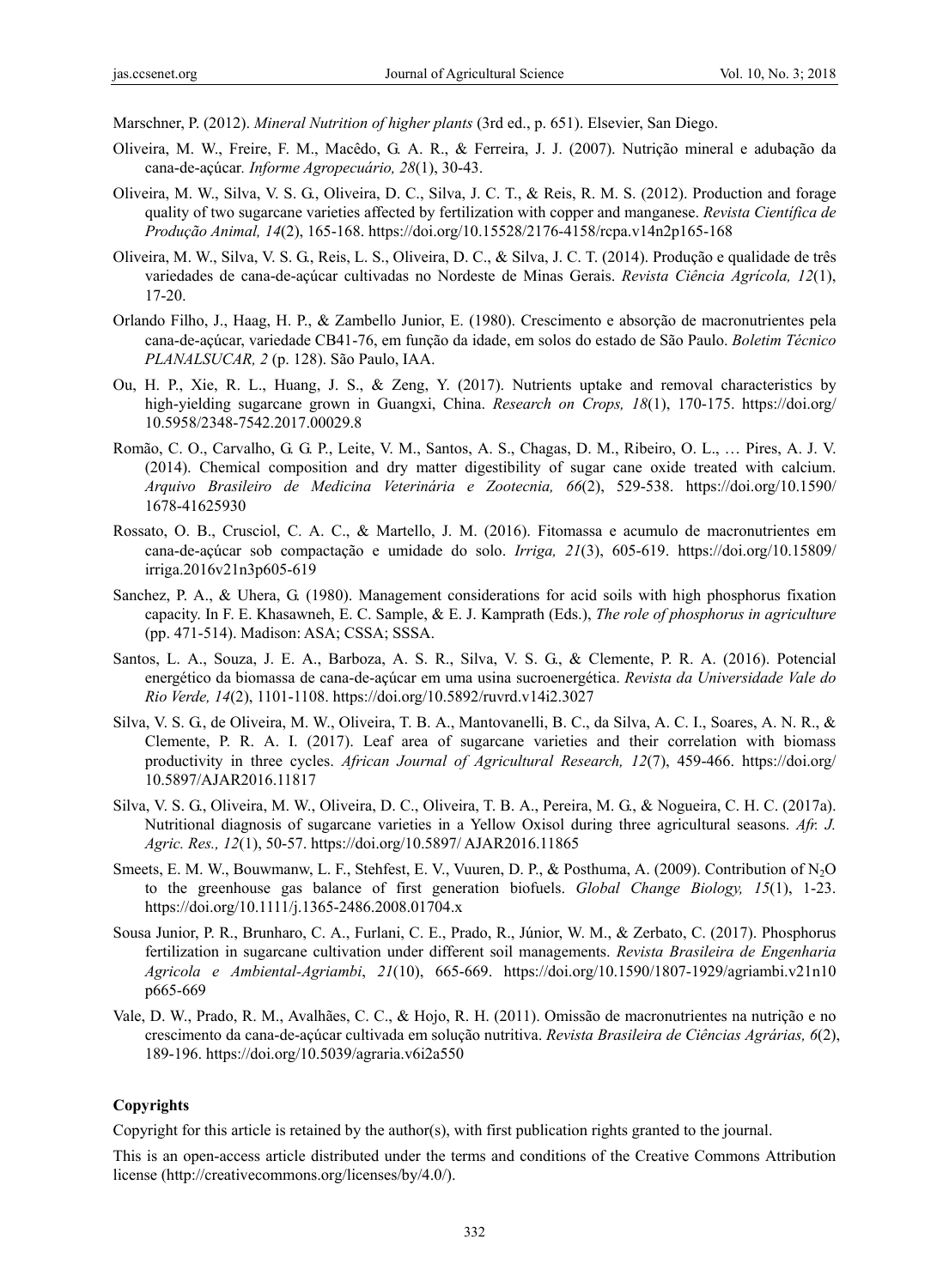Marschner, P. (2012). *Mineral Nutrition of higher plants* (3rd ed., p. 651). Elsevier, San Diego.

Oliveira, M. W., Freire, F. M., Macêdo, G. A. R., & Ferreira, J. J. (2007). Nutrição mineral e adubação da cana-de-açúcar. *Informe Agropecuário, 28*(1), 30-43.

Oliveira, M. W., Silva, V. S. G., Oliveira, D. C., Silva, J. C. T., & Reis, R. M. S. (2012). Production and forage quality of two sugarcane varieties affected by fertilization with copper and manganese. *Revista Científica de Produção Animal, 14*(2), 165-168. https://doi.org/10.15528/2176-4158/rcpa.v14n2p165-168

Oliveira, M. W., Silva, V. S. G., Reis, L. S., Oliveira, D. C., & Silva, J. C. T. (2014). Produção e qualidade de três variedades de cana-de-açúcar cultivadas no Nordeste de Minas Gerais. *Revista Ciência Agrícola, 12*(1), 17-20.

Orlando Filho, J., Haag, H. P., & Zambello Junior, E. (1980). Crescimento e absorção de macronutrientes pela cana-de-açúcar, variedade CB41-76, em função da idade, em solos do estado de São Paulo. *Boletim Técnico PLANALSUCAR, 2* (p. 128). São Paulo, IAA.

Ou, H. P., Xie, R. L., Huang, J. S., & Zeng, Y. (2017). Nutrients uptake and removal characteristics by high-yielding sugarcane grown in Guangxi, China. *Research on Crops, 18*(1), 170-175. https://doi.org/10.5958/2348-7542.2017.00029.8

Romão, C. O., Carvalho, G. G. P., Leite, V. M., Santos, A. S., Chagas, D. M., Ribeiro, O. L., … Pires, A. J. V. (2014). Chemical composition and dry matter digestibility of sugar cane oxide treated with calcium. *Arquivo Brasileiro de Medicina Veterinária e Zootecnia, 66*(2), 529-538. https://doi.org/10.1590/1678-41625930

Rossato, O. B., Crusciol, C. A. C., & Martello, J. M. (2016). Fitomassa e acumulo de macronutrientes em cana-de-açúcar sob compactação e umidade do solo. *Irriga, 21*(3), 605-619. https://doi.org/10.15809/irriga.2016v21n3p605-619

Sanchez, P. A., & Uhera, G. (1980). Management considerations for acid soils with high phosphorus fixation capacity. In F. E. Khasawneh, E. C. Sample, & E. J. Kamprath (Eds.), *The role of phosphorus in agriculture* (pp. 471-514). Madison: ASA; CSSA; SSSA.

Santos, L. A., Souza, J. E. A., Barboza, A. S. R., Silva, V. S. G., & Clemente, P. R. A. (2016). Potencial energético da biomassa de cana-de-açúcar em uma usina sucroenergética. *Revista da Universidade Vale do Rio Verde, 14*(2), 1101-1108. https://doi.org/10.5892/ruvrd.v14i2.3027

Silva, V. S. G., de Oliveira, M. W., Oliveira, T. B. A., Mantovanelli, B. C., da Silva, A. C. I., Soares, A. N. R., & Clemente, P. R. A. I. (2017). Leaf area of sugarcane varieties and their correlation with biomass productivity in three cycles. *African Journal of Agricultural Research, 12*(7), 459-466. https://doi.org/10.5897/AJAR2016.11817

Silva, V. S. G., Oliveira, M. W., Oliveira, D. C., Oliveira, T. B. A., Pereira, M. G., & Nogueira, C. H. C. (2017a). Nutritional diagnosis of sugarcane varieties in a Yellow Oxisol during three agricultural seasons. *Afr. J. Agric. Res., 12*(1), 50-57. https://doi.org/10.5897/ AJAR2016.11865

Smeets, E. M. W., Bouwmanw, L. F., Stehfest, E. V., Vuuren, D. P., & Posthuma, A. (2009). Contribution of $N_2O$ to the greenhouse gas balance of first generation biofuels. *Global Change Biology, 15*(1), 1-23. https://doi.org/10.1111/j.1365-2486.2008.01704.x

Sousa Junior, P. R., Brunharo, C. A., Furlani, C. E., Prado, R., Júnior, W. M., & Zerbato, C. (2017). Phosphorus fertilization in sugarcane cultivation under different soil managements. *Revista Brasileira de Engenharia Agricola e Ambiental-Agriambi*, *21*(10), 665-669. https://doi.org/10.1590/1807-1929/agriambi.v21n10p665-669

Vale, D. W., Prado, R. M., Avalhães, C. C., & Hojo, R. H. (2011). Omissão de macronutrientes na nutrição e no crescimento da cana-de-açúcar cultivada em solução nutritiva. *Revista Brasileira de Ciências Agrárias, 6*(2), 189-196. https://doi.org/10.5039/agraria.v6i2a550

**Copyrights**

Copyright for this article is retained by the author(s), with first publication rights granted to the journal.

This is an open-access article distributed under the terms and conditions of the Creative Commons Attribution license (http://creativecommons.org/licenses/by/4.0/).